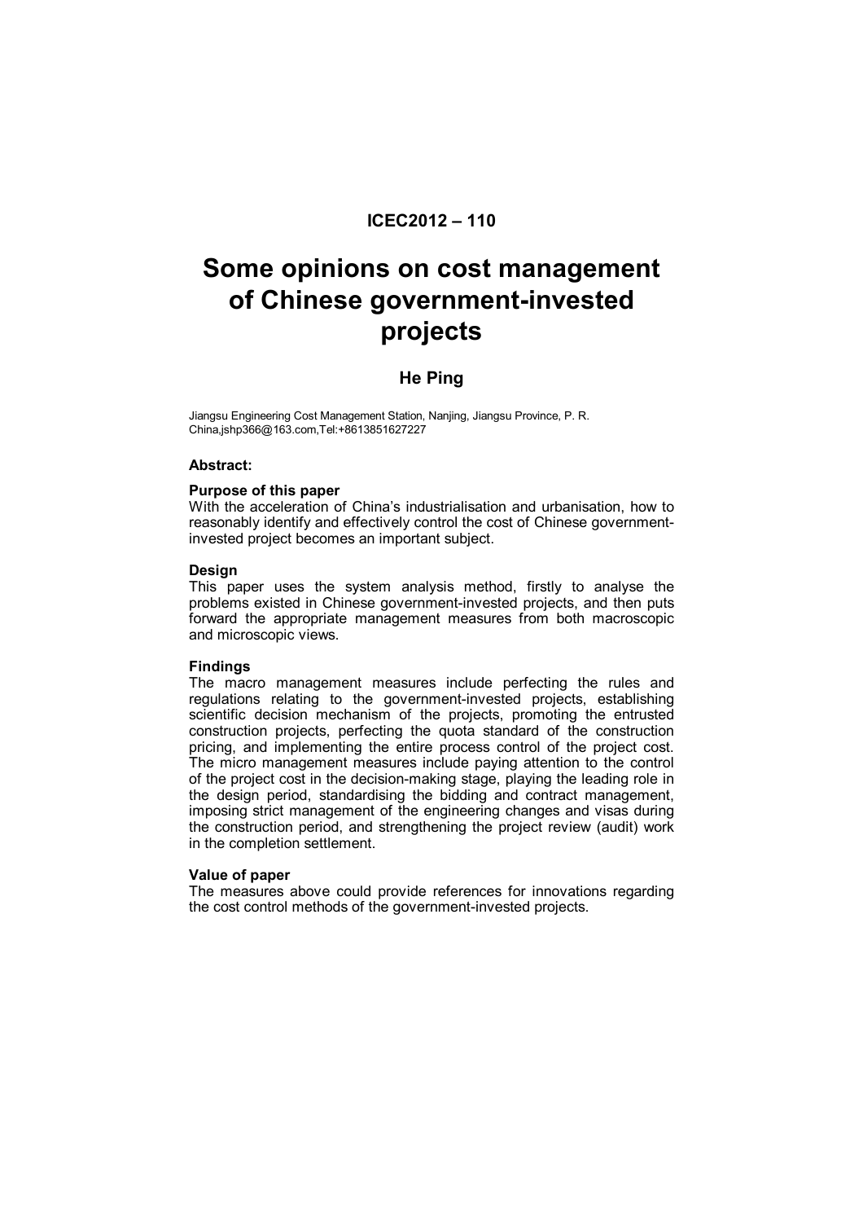**ICEC2012 – 110**

# Some opinions on cost management of Chinese government-invested projects

## He Ping

Jiangsu Engineering Cost Management Station, Nanjing, Jiangsu Province, P. R. China,jshp366@163.com,Tel:+8613851627227

### Abstract:

**Purpose of this paper**

With the acceleration of China's industrialisation and urbanisation, how to reasonably identify and effectively control the cost of Chinese government-invested project becomes an important subject.

**Design**

This paper uses the system analysis method, firstly to analyse the problems existed in Chinese government-invested projects, and then puts forward the appropriate management measures from both macroscopic and microscopic views.

**Findings**

The macro management measures include perfecting the rules and regulations relating to the government-invested projects, establishing scientific decision mechanism of the projects, promoting the entrusted construction projects, perfecting the quota standard of the construction pricing, and implementing the entire process control of the project cost. The micro management measures include paying attention to the control of the project cost in the decision-making stage, playing the leading role in the design period, standardising the bidding and contract management, imposing strict management of the engineering changes and visas during the construction period, and strengthening the project review (audit) work in the completion settlement.

**Value of paper**

The measures above could provide references for innovations regarding the cost control methods of the government-invested projects.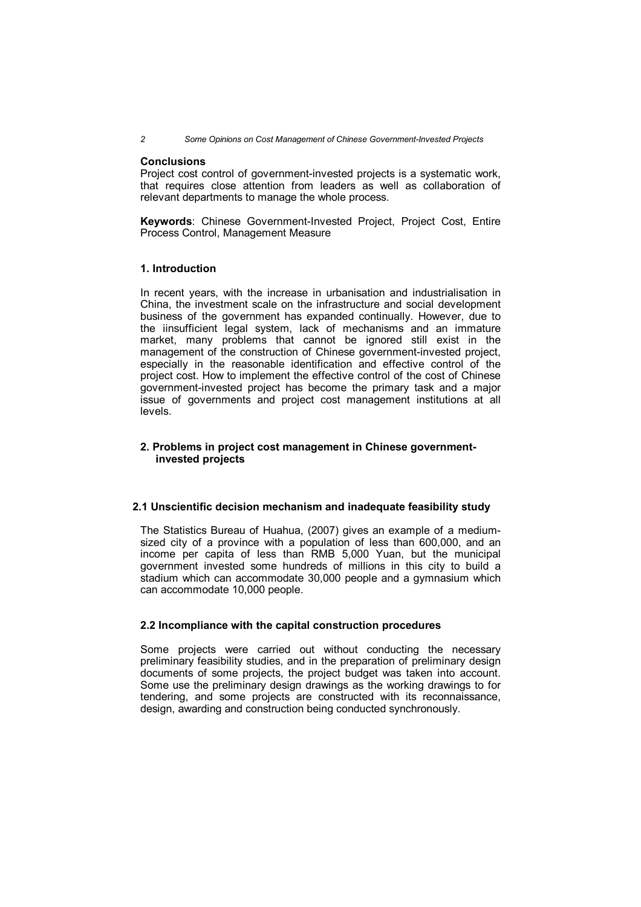**Conclusions**

Project cost control of government-invested projects is a systematic work, that requires close attention from leaders as well as collaboration of relevant departments to manage the whole process.

**Keywords**: Chinese Government-Invested Project, Project Cost, Entire Process Control, Management Measure

## 1. Introduction

In recent years, with the increase in urbanisation and industrialisation in China, the investment scale on the infrastructure and social development business of the government has expanded continually. However, due to the iinsufficient legal system, lack of mechanisms and an immature market, many problems that cannot be ignored still exist in the management of the construction of Chinese government-invested project, especially in the reasonable identification and effective control of the project cost. How to implement the effective control of the cost of Chinese government-invested project has become the primary task and a major issue of governments and project cost management institutions at all levels.

## 2. Problems in project cost management in Chinese government-invested projects

### 2.1 Unscientific decision mechanism and inadequate feasibility study

The Statistics Bureau of Huahua, (2007) gives an example of a medium-sized city of a province with a population of less than 600,000, and an income per capita of less than RMB 5,000 Yuan, but the municipal government invested some hundreds of millions in this city to build a stadium which can accommodate 30,000 people and a gymnasium which can accommodate 10,000 people.

### 2.2 Incompliance with the capital construction procedures

Some projects were carried out without conducting the necessary preliminary feasibility studies, and in the preparation of preliminary design documents of some projects, the project budget was taken into account. Some use the preliminary design drawings as the working drawings to for tendering, and some projects are constructed with its reconnaissance, design, awarding and construction being conducted synchronously.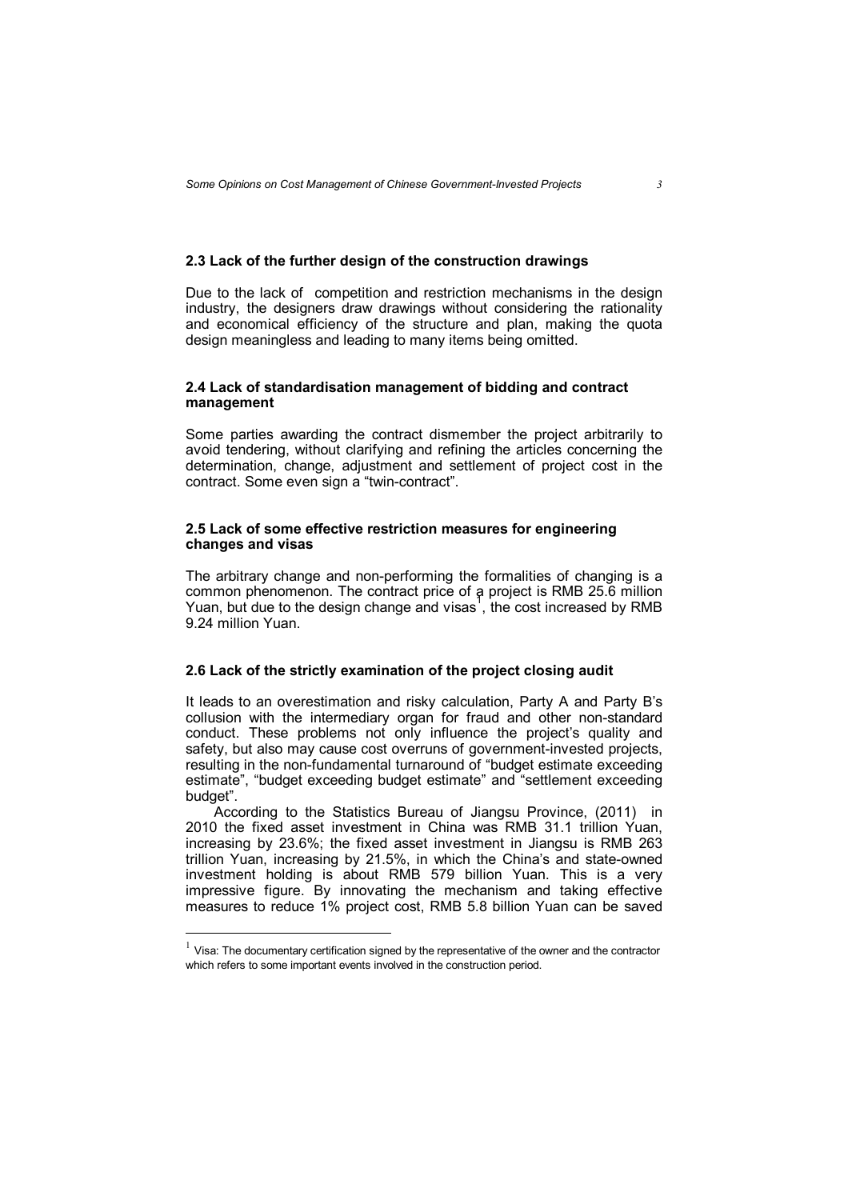### 2.3 Lack of the further design of the construction drawings

Due to the lack of competition and restriction mechanisms in the design industry, the designers draw drawings without considering the rationality and economical efficiency of the structure and plan, making the quota design meaningless and leading to many items being omitted.

### 2.4 Lack of standardisation management of bidding and contract management

Some parties awarding the contract dismember the project arbitrarily to avoid tendering, without clarifying and refining the articles concerning the determination, change, adjustment and settlement of project cost in the contract. Some even sign a "twin-contract".

### 2.5 Lack of some effective restriction measures for engineering changes and visas

The arbitrary change and non-performing the formalities of changing is a common phenomenon. The contract price of a project is RMB 25.6 million Yuan, but due to the design change and visas[1], the cost increased by RMB 9.24 million Yuan.

### 2.6 Lack of the strictly examination of the project closing audit

It leads to an overestimation and risky calculation, Party A and Party B's collusion with the intermediary organ for fraud and other non-standard conduct. These problems not only influence the project's quality and safety, but also may cause cost overruns of government-invested projects, resulting in the non-fundamental turnaround of "budget estimate exceeding estimate", "budget exceeding budget estimate" and "settlement exceeding budget".

According to the Statistics Bureau of Jiangsu Province, (2011) in 2010 the fixed asset investment in China was RMB 31.1 trillion Yuan, increasing by 23.6%; the fixed asset investment in Jiangsu is RMB 263 trillion Yuan, increasing by 21.5%, in which the China's and state-owned investment holding is about RMB 579 billion Yuan. This is a very impressive figure. By innovating the mechanism and taking effective measures to reduce 1% project cost, RMB 5.8 billion Yuan can be saved

[1] Visa: The documentary certification signed by the representative of the owner and the contractor which refers to some important events involved in the construction period.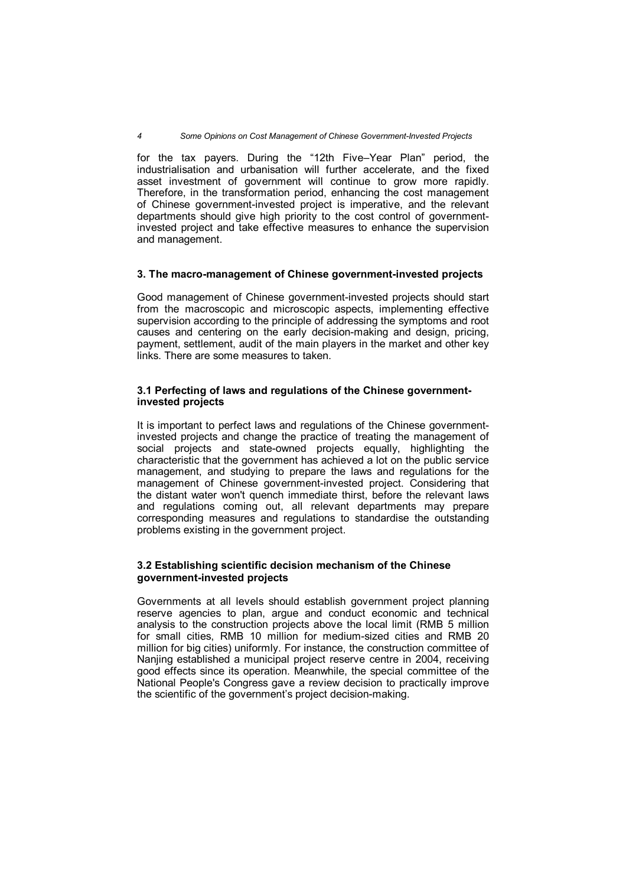for the tax payers. During the "12th Five–Year Plan" period, the industrialisation and urbanisation will further accelerate, and the fixed asset investment of government will continue to grow more rapidly. Therefore, in the transformation period, enhancing the cost management of Chinese government-invested project is imperative, and the relevant departments should give high priority to the cost control of government-invested project and take effective measures to enhance the supervision and management.

## 3. The macro-management of Chinese government-invested projects

Good management of Chinese government-invested projects should start from the macroscopic and microscopic aspects, implementing effective supervision according to the principle of addressing the symptoms and root causes and centering on the early decision-making and design, pricing, payment, settlement, audit of the main players in the market and other key links. There are some measures to taken.

### 3.1 Perfecting of laws and regulations of the Chinese government-invested projects

It is important to perfect laws and regulations of the Chinese government-invested projects and change the practice of treating the management of social projects and state-owned projects equally, highlighting the characteristic that the government has achieved a lot on the public service management, and studying to prepare the laws and regulations for the management of Chinese government-invested project. Considering that the distant water won't quench immediate thirst, before the relevant laws and regulations coming out, all relevant departments may prepare corresponding measures and regulations to standardise the outstanding problems existing in the government project.

### 3.2 Establishing scientific decision mechanism of the Chinese government-invested projects

Governments at all levels should establish government project planning reserve agencies to plan, argue and conduct economic and technical analysis to the construction projects above the local limit (RMB 5 million for small cities, RMB 10 million for medium-sized cities and RMB 20 million for big cities) uniformly. For instance, the construction committee of Nanjing established a municipal project reserve centre in 2004, receiving good effects since its operation. Meanwhile, the special committee of the National People's Congress gave a review decision to practically improve the scientific of the government's project decision-making.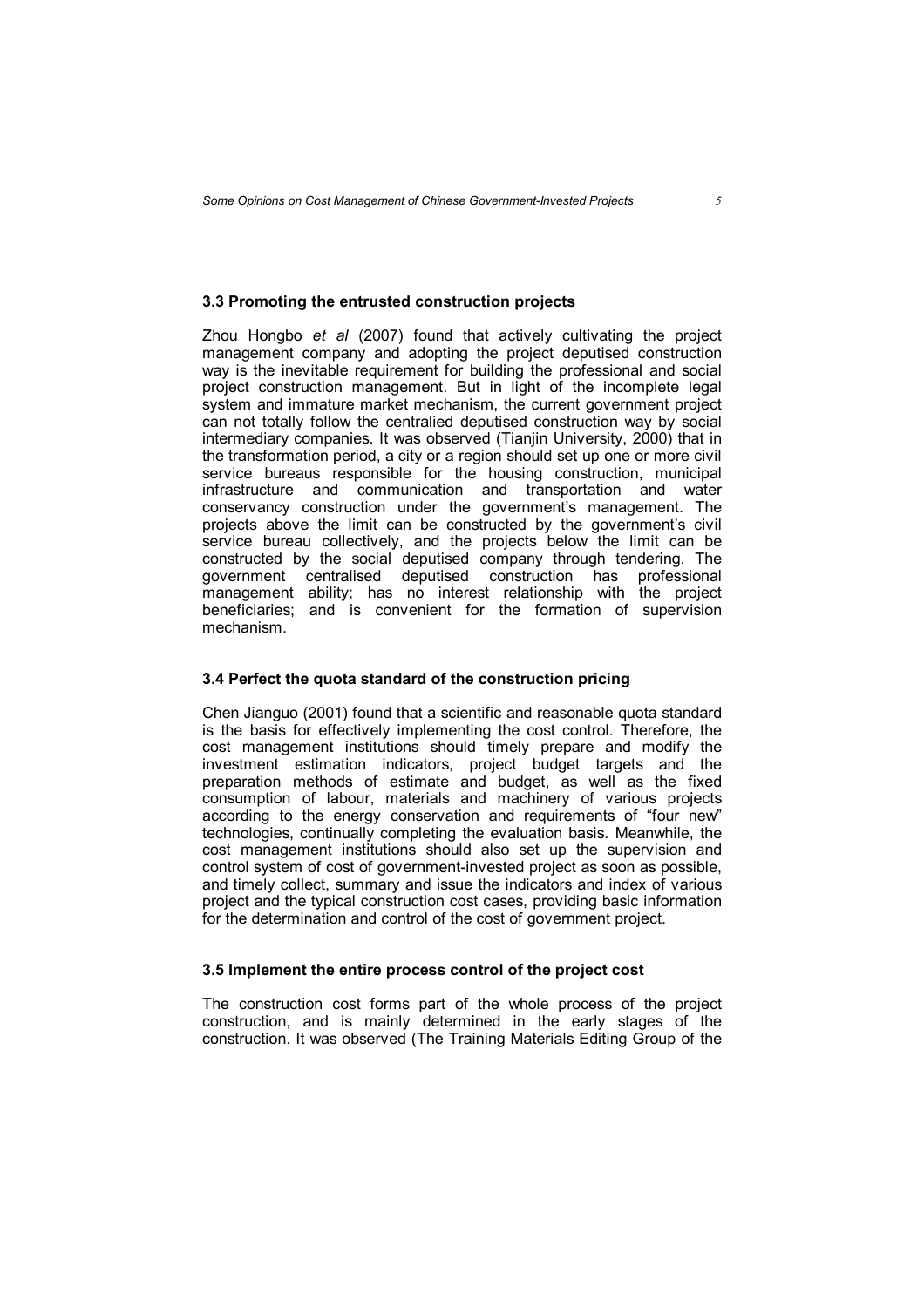### 3.3 Promoting the entrusted construction projects

Zhou Hongbo *et al* (2007) found that actively cultivating the project management company and adopting the project deputised construction way is the inevitable requirement for building the professional and social project construction management. But in light of the incomplete legal system and immature market mechanism, the current government project can not totally follow the centralied deputised construction way by social intermediary companies. It was observed (Tianjin University, 2000) that in the transformation period, a city or a region should set up one or more civil service bureaus responsible for the housing construction, municipal infrastructure and communication and transportation and water conservancy construction under the government's management. The projects above the limit can be constructed by the government's civil service bureau collectively, and the projects below the limit can be constructed by the social deputised company through tendering. The government centralised deputised construction has professional management ability; has no interest relationship with the project beneficiaries; and is convenient for the formation of supervision mechanism.

### 3.4 Perfect the quota standard of the construction pricing

Chen Jianguo (2001) found that a scientific and reasonable quota standard is the basis for effectively implementing the cost control. Therefore, the cost management institutions should timely prepare and modify the investment estimation indicators, project budget targets and the preparation methods of estimate and budget, as well as the fixed consumption of labour, materials and machinery of various projects according to the energy conservation and requirements of "four new" technologies, continually completing the evaluation basis. Meanwhile, the cost management institutions should also set up the supervision and control system of cost of government-invested project as soon as possible, and timely collect, summary and issue the indicators and index of various project and the typical construction cost cases, providing basic information for the determination and control of the cost of government project.

### 3.5 Implement the entire process control of the project cost

The construction cost forms part of the whole process of the project construction, and is mainly determined in the early stages of the construction. It was observed (The Training Materials Editing Group of the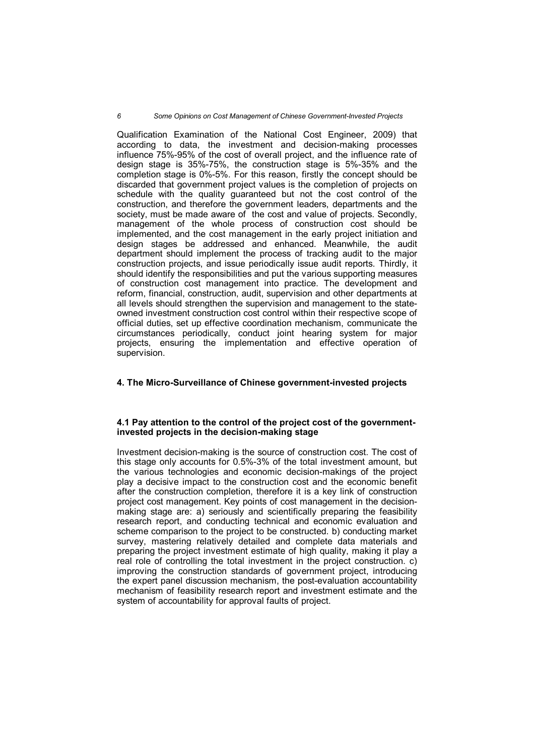Qualification Examination of the National Cost Engineer, 2009) that according to data, the investment and decision-making processes influence 75%-95% of the cost of overall project, and the influence rate of design stage is 35%-75%, the construction stage is 5%-35% and the completion stage is 0%-5%. For this reason, firstly the concept should be discarded that government project values is the completion of projects on schedule with the quality guaranteed but not the cost control of the construction, and therefore the government leaders, departments and the society, must be made aware of the cost and value of projects. Secondly, management of the whole process of construction cost should be implemented, and the cost management in the early project initiation and design stages be addressed and enhanced. Meanwhile, the audit department should implement the process of tracking audit to the major construction projects, and issue periodically issue audit reports. Thirdly, it should identify the responsibilities and put the various supporting measures of construction cost management into practice. The development and reform, financial, construction, audit, supervision and other departments at all levels should strengthen the supervision and management to the state-owned investment construction cost control within their respective scope of official duties, set up effective coordination mechanism, communicate the circumstances periodically, conduct joint hearing system for major projects, ensuring the implementation and effective operation of supervision.

## 4. The Micro-Surveillance of Chinese government-invested projects

### 4.1 Pay attention to the control of the project cost of the government-invested projects in the decision-making stage

Investment decision-making is the source of construction cost. The cost of this stage only accounts for 0.5%-3% of the total investment amount, but the various technologies and economic decision-makings of the project play a decisive impact to the construction cost and the economic benefit after the construction completion, therefore it is a key link of construction project cost management. Key points of cost management in the decision-making stage are: a) seriously and scientifically preparing the feasibility research report, and conducting technical and economic evaluation and scheme comparison to the project to be constructed. b) conducting market survey, mastering relatively detailed and complete data materials and preparing the project investment estimate of high quality, making it play a real role of controlling the total investment in the project construction. c) improving the construction standards of government project, introducing the expert panel discussion mechanism, the post-evaluation accountability mechanism of feasibility research report and investment estimate and the system of accountability for approval faults of project.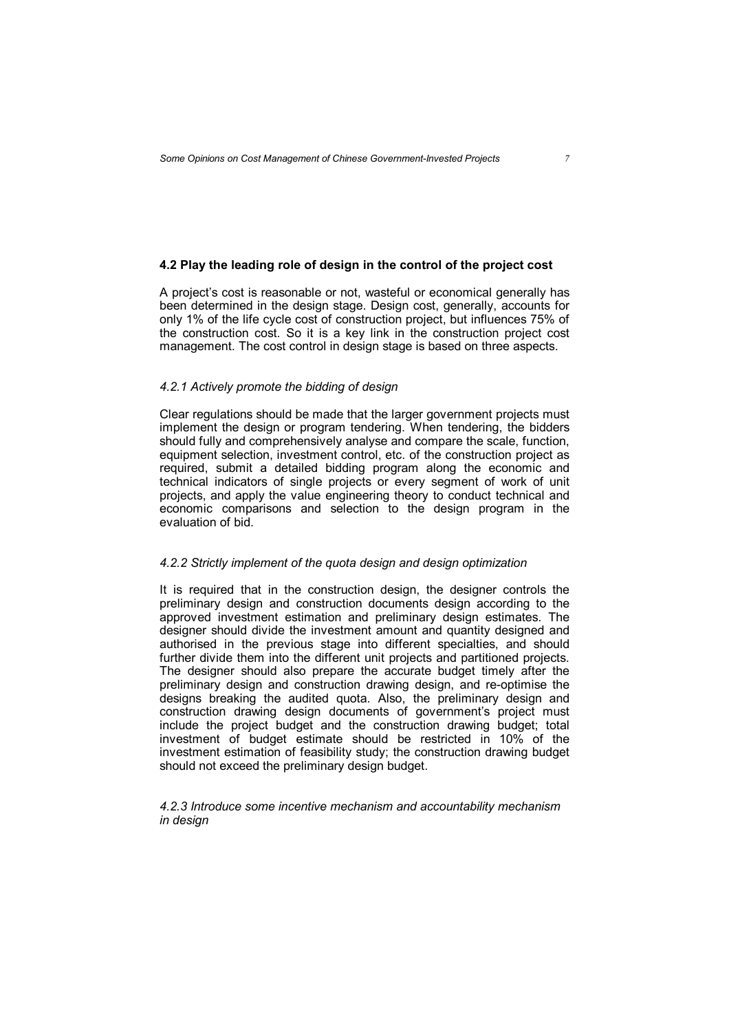### 4.2 Play the leading role of design in the control of the project cost

A project's cost is reasonable or not, wasteful or economical generally has been determined in the design stage. Design cost, generally, accounts for only 1% of the life cycle cost of construction project, but influences 75% of the construction cost. So it is a key link in the construction project cost management. The cost control in design stage is based on three aspects.

#### *4.2.1 Actively promote the bidding of design*

Clear regulations should be made that the larger government projects must implement the design or program tendering. When tendering, the bidders should fully and comprehensively analyse and compare the scale, function, equipment selection, investment control, etc. of the construction project as required, submit a detailed bidding program along the economic and technical indicators of single projects or every segment of work of unit projects, and apply the value engineering theory to conduct technical and economic comparisons and selection to the design program in the evaluation of bid.

#### *4.2.2 Strictly implement of the quota design and design optimization*

It is required that in the construction design, the designer controls the preliminary design and construction documents design according to the approved investment estimation and preliminary design estimates. The designer should divide the investment amount and quantity designed and authorised in the previous stage into different specialties, and should further divide them into the different unit projects and partitioned projects. The designer should also prepare the accurate budget timely after the preliminary design and construction drawing design, and re-optimise the designs breaking the audited quota. Also, the preliminary design and construction drawing design documents of government's project must include the project budget and the construction drawing budget; total investment of budget estimate should be restricted in 10% of the investment estimation of feasibility study; the construction drawing budget should not exceed the preliminary design budget.

#### *4.2.3 Introduce some incentive mechanism and accountability mechanism in design*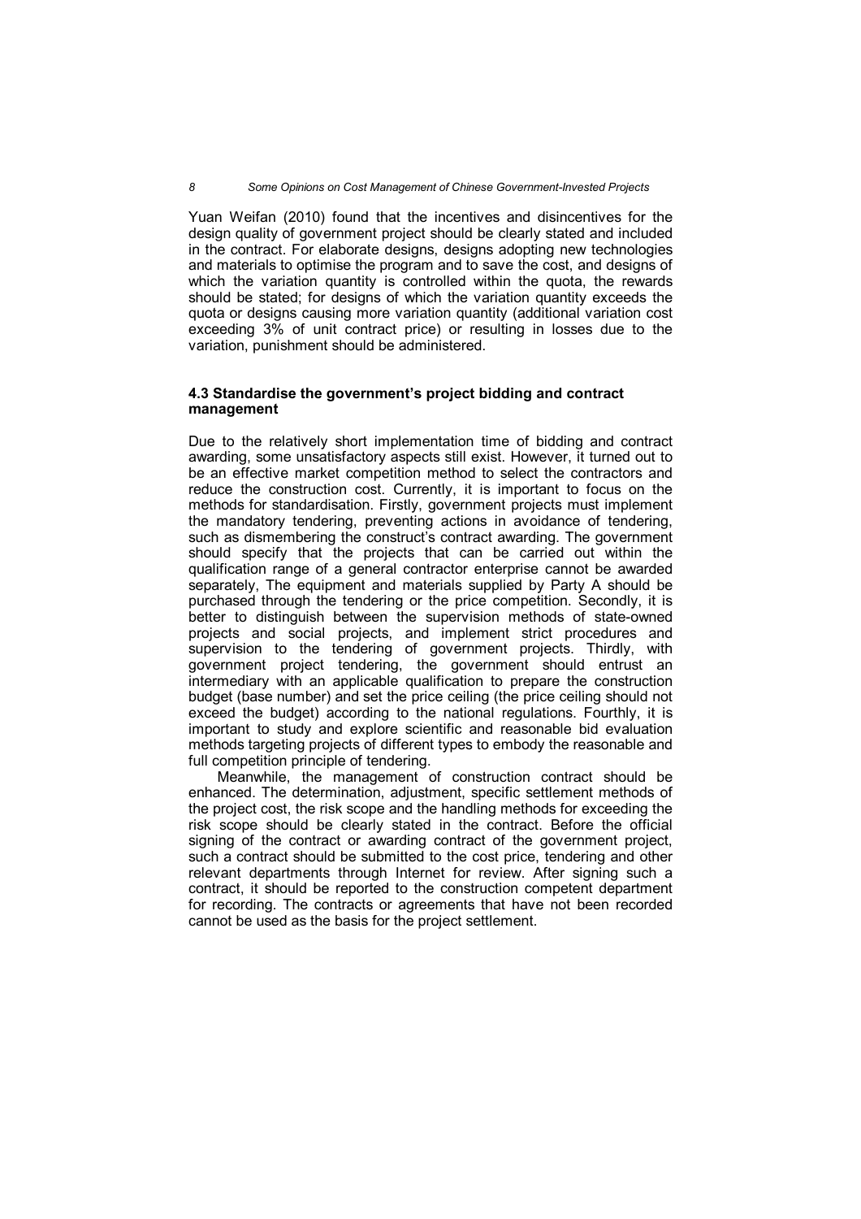Yuan Weifan (2010) found that the incentives and disincentives for the design quality of government project should be clearly stated and included in the contract. For elaborate designs, designs adopting new technologies and materials to optimise the program and to save the cost, and designs of which the variation quantity is controlled within the quota, the rewards should be stated; for designs of which the variation quantity exceeds the quota or designs causing more variation quantity (additional variation cost exceeding 3% of unit contract price) or resulting in losses due to the variation, punishment should be administered.

### 4.3 Standardise the government's project bidding and contract management

Due to the relatively short implementation time of bidding and contract awarding, some unsatisfactory aspects still exist. However, it turned out to be an effective market competition method to select the contractors and reduce the construction cost. Currently, it is important to focus on the methods for standardisation. Firstly, government projects must implement the mandatory tendering, preventing actions in avoidance of tendering, such as dismembering the construct's contract awarding. The government should specify that the projects that can be carried out within the qualification range of a general contractor enterprise cannot be awarded separately, The equipment and materials supplied by Party A should be purchased through the tendering or the price competition. Secondly, it is better to distinguish between the supervision methods of state-owned projects and social projects, and implement strict procedures and supervision to the tendering of government projects. Thirdly, with government project tendering, the government should entrust an intermediary with an applicable qualification to prepare the construction budget (base number) and set the price ceiling (the price ceiling should not exceed the budget) according to the national regulations. Fourthly, it is important to study and explore scientific and reasonable bid evaluation methods targeting projects of different types to embody the reasonable and full competition principle of tendering.

Meanwhile, the management of construction contract should be enhanced. The determination, adjustment, specific settlement methods of the project cost, the risk scope and the handling methods for exceeding the risk scope should be clearly stated in the contract. Before the official signing of the contract or awarding contract of the government project, such a contract should be submitted to the cost price, tendering and other relevant departments through Internet for review. After signing such a contract, it should be reported to the construction competent department for recording. The contracts or agreements that have not been recorded cannot be used as the basis for the project settlement.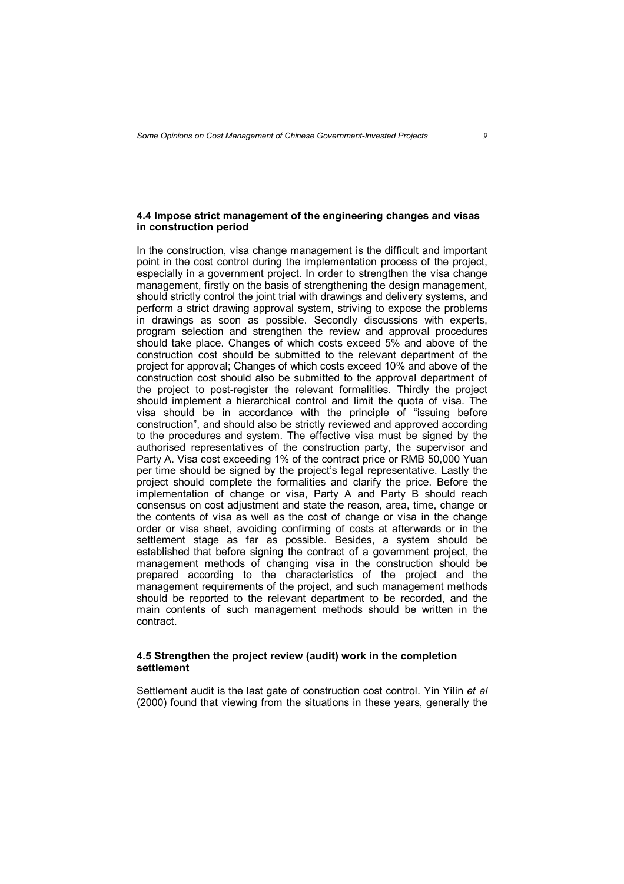### 4.4 Impose strict management of the engineering changes and visas in construction period

In the construction, visa change management is the difficult and important point in the cost control during the implementation process of the project, especially in a government project. In order to strengthen the visa change management, firstly on the basis of strengthening the design management, should strictly control the joint trial with drawings and delivery systems, and perform a strict drawing approval system, striving to expose the problems in drawings as soon as possible. Secondly discussions with experts, program selection and strengthen the review and approval procedures should take place. Changes of which costs exceed 5% and above of the construction cost should be submitted to the relevant department of the project for approval; Changes of which costs exceed 10% and above of the construction cost should also be submitted to the approval department of the project to post-register the relevant formalities. Thirdly the project should implement a hierarchical control and limit the quota of visa. The visa should be in accordance with the principle of "issuing before construction", and should also be strictly reviewed and approved according to the procedures and system. The effective visa must be signed by the authorised representatives of the construction party, the supervisor and Party A. Visa cost exceeding 1% of the contract price or RMB 50,000 Yuan per time should be signed by the project's legal representative. Lastly the project should complete the formalities and clarify the price. Before the implementation of change or visa, Party A and Party B should reach consensus on cost adjustment and state the reason, area, time, change or the contents of visa as well as the cost of change or visa in the change order or visa sheet, avoiding confirming of costs at afterwards or in the settlement stage as far as possible. Besides, a system should be established that before signing the contract of a government project, the management methods of changing visa in the construction should be prepared according to the characteristics of the project and the management requirements of the project, and such management methods should be reported to the relevant department to be recorded, and the main contents of such management methods should be written in the contract.

### 4.5 Strengthen the project review (audit) work in the completion settlement

Settlement audit is the last gate of construction cost control. Yin Yilin *et al* (2000) found that viewing from the situations in these years, generally the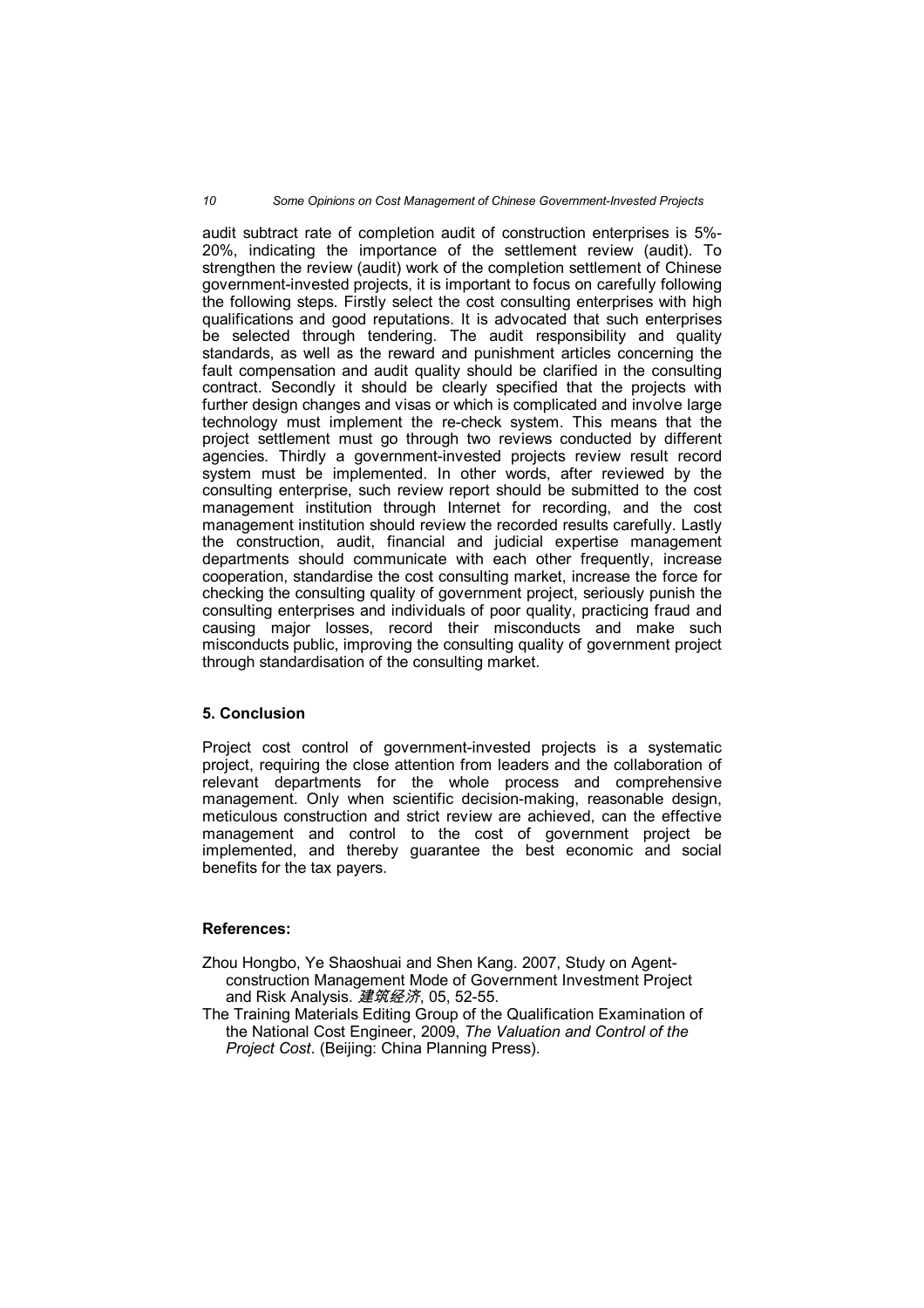audit subtract rate of completion audit of construction enterprises is 5%-20%, indicating the importance of the settlement review (audit). To strengthen the review (audit) work of the completion settlement of Chinese government-invested projects, it is important to focus on carefully following the following steps. Firstly select the cost consulting enterprises with high qualifications and good reputations. It is advocated that such enterprises be selected through tendering. The audit responsibility and quality standards, as well as the reward and punishment articles concerning the fault compensation and audit quality should be clarified in the consulting contract. Secondly it should be clearly specified that the projects with further design changes and visas or which is complicated and involve large technology must implement the re-check system. This means that the project settlement must go through two reviews conducted by different agencies. Thirdly a government-invested projects review result record system must be implemented. In other words, after reviewed by the consulting enterprise, such review report should be submitted to the cost management institution through Internet for recording, and the cost management institution should review the recorded results carefully. Lastly the construction, audit, financial and judicial expertise management departments should communicate with each other frequently, increase cooperation, standardise the cost consulting market, increase the force for checking the consulting quality of government project, seriously punish the consulting enterprises and individuals of poor quality, practicing fraud and causing major losses, record their misconducts and make such misconducts public, improving the consulting quality of government project through standardisation of the consulting market.

## 5. Conclusion

Project cost control of government-invested projects is a systematic project, requiring the close attention from leaders and the collaboration of relevant departments for the whole process and comprehensive management. Only when scientific decision-making, reasonable design, meticulous construction and strict review are achieved, can the effective management and control to the cost of government project be implemented, and thereby guarantee the best economic and social benefits for the tax payers.

## References:

Zhou Hongbo, Ye Shaoshuai and Shen Kang. 2007, Study on Agent-construction Management Mode of Government Investment Project and Risk Analysis. *建筑经济*, 05, 52-55.

The Training Materials Editing Group of the Qualification Examination of the National Cost Engineer, 2009, *The Valuation and Control of the Project Cost*. (Beijing: China Planning Press).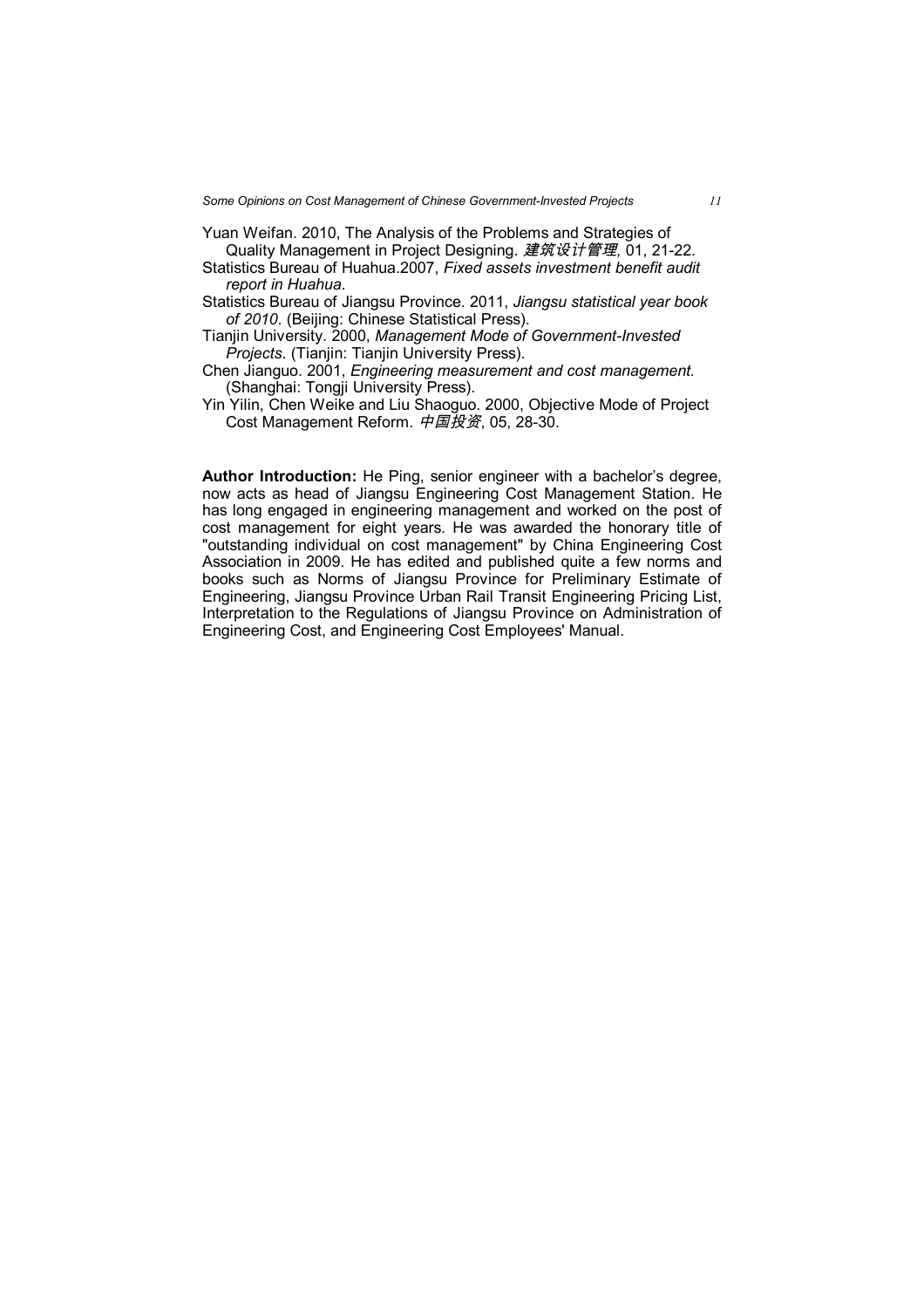Yuan Weifan. 2010, The Analysis of the Problems and Strategies of Quality Management in Project Designing. *建筑设计管理*, 01, 21-22.

Statistics Bureau of Huahua.2007, *Fixed assets investment benefit audit report in Huahua*.

Statistics Bureau of Jiangsu Province. 2011, *Jiangsu statistical year book of 2010*. (Beijing: Chinese Statistical Press).

Tianjin University. 2000, *Management Mode of Government-Invested Projects*. (Tianjin: Tianjin University Press).

Chen Jianguo. 2001, *Engineering measurement and cost management.* (Shanghai: Tongji University Press).

Yin Yilin, Chen Weike and Liu Shaoguo. 2000, Objective Mode of Project Cost Management Reform. *中国投资*, 05, 28-30.

**Author Introduction:** He Ping, senior engineer with a bachelor's degree, now acts as head of Jiangsu Engineering Cost Management Station. He has long engaged in engineering management and worked on the post of cost management for eight years. He was awarded the honorary title of "outstanding individual on cost management" by China Engineering Cost Association in 2009. He has edited and published quite a few norms and books such as Norms of Jiangsu Province for Preliminary Estimate of Engineering, Jiangsu Province Urban Rail Transit Engineering Pricing List, Interpretation to the Regulations of Jiangsu Province on Administration of Engineering Cost, and Engineering Cost Employees' Manual.